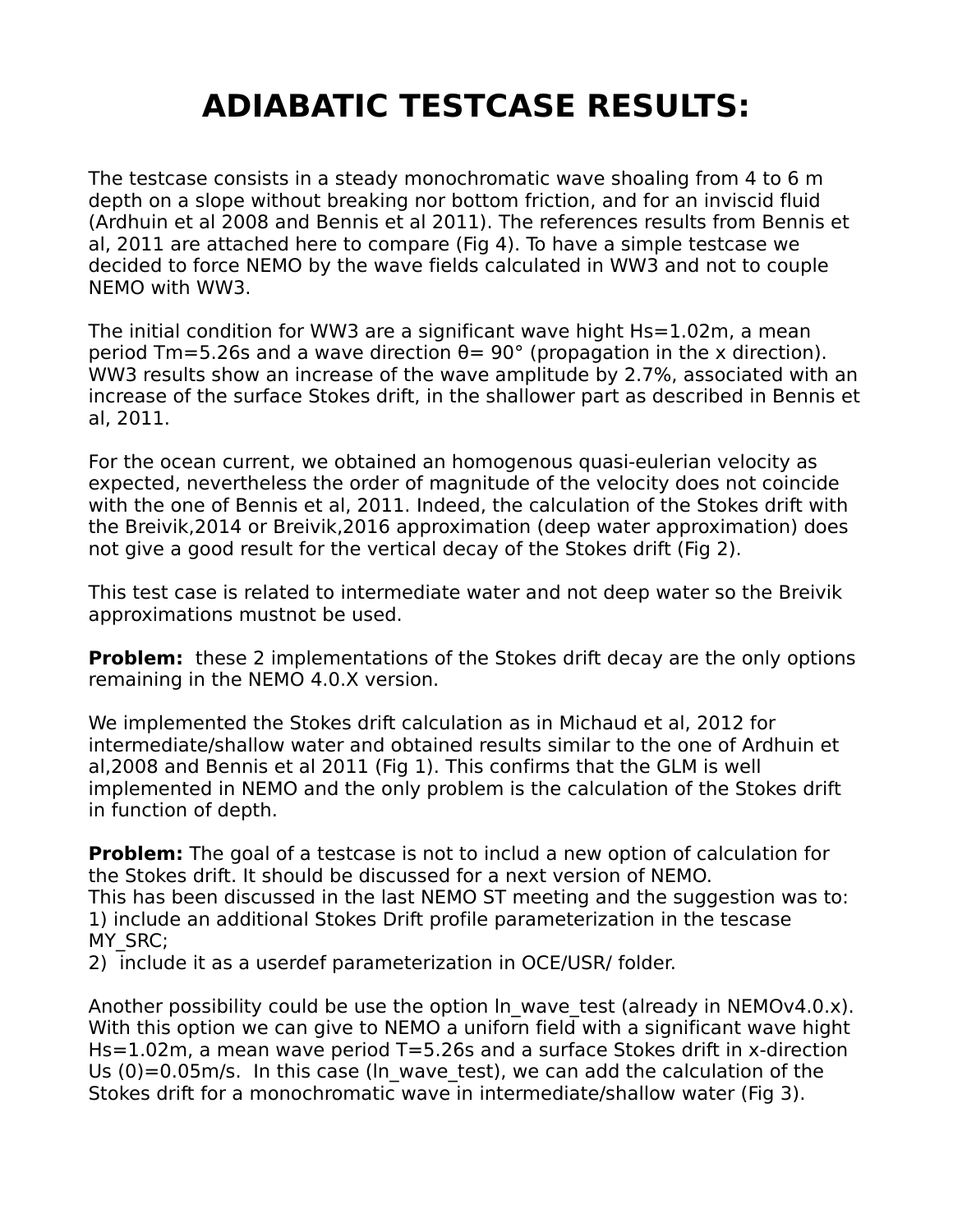# ADIABATIC TESTCASE RESULTS:

The testcase consists in a steady monochromatic wave shoaling from 4 to 6 m depth on a slope without breaking nor bottom friction, and for an inviscid fluid (Ardhuin et al 2008 and Bennis et al 2011). The references results from Bennis et al, 2011 are attached here to compare (Fig 4). To have a simple testcase we decided to force NEMO by the wave fields calculated in WW3 and not to couple NEMO with WW3.

The initial condition for WW3 are a significant wave hight Hs=1.02m, a mean period Tm=5.26s and a wave direction θ= 90° (propagation in the x direction). WW3 results show an increase of the wave amplitude by 2.7%, associated with an increase of the surface Stokes drift, in the shallower part as described in Bennis et al, 2011.

For the ocean current, we obtained an homogenous quasi-eulerian velocity as expected, nevertheless the order of magnitude of the velocity does not coincide with the one of Bennis et al, 2011. Indeed, the calculation of the Stokes drift with the Breivik,2014 or Breivik,2016 approximation (deep water approximation) does not give a good result for the vertical decay of the Stokes drift (Fig 2).

This test case is related to intermediate water and not deep water so the Breivik approximations mustnot be used.

**Problem:** these 2 implementations of the Stokes drift decay are the only options remaining in the NEMO 4.0.X version.

We implemented the Stokes drift calculation as in Michaud et al, 2012 for intermediate/shallow water and obtained results similar to the one of Ardhuin et al,2008 and Bennis et al 2011 (Fig 1). This confirms that the GLM is well implemented in NEMO and the only problem is the calculation of the Stokes drift in function of depth.

**Problem:** The goal of a testcase is not to includ a new option of calculation for the Stokes drift. It should be discussed for a next version of NEMO.
This has been discussed in the last NEMO ST meeting and the suggestion was to:
1) include an additional Stokes Drift profile parameterization in the tescase MY_SRC;
2) include it as a userdef parameterization in OCE/USR/ folder.

Another possibility could be use the option ln_wave_test (already in NEMOv4.0.x). With this option we can give to NEMO a uniforn field with a significant wave hight Hs=1.02m, a mean wave period T=5.26s and a surface Stokes drift in x-direction Us (0)=0.05m/s. In this case (ln_wave_test), we can add the calculation of the Stokes drift for a monochromatic wave in intermediate/shallow water (Fig 3).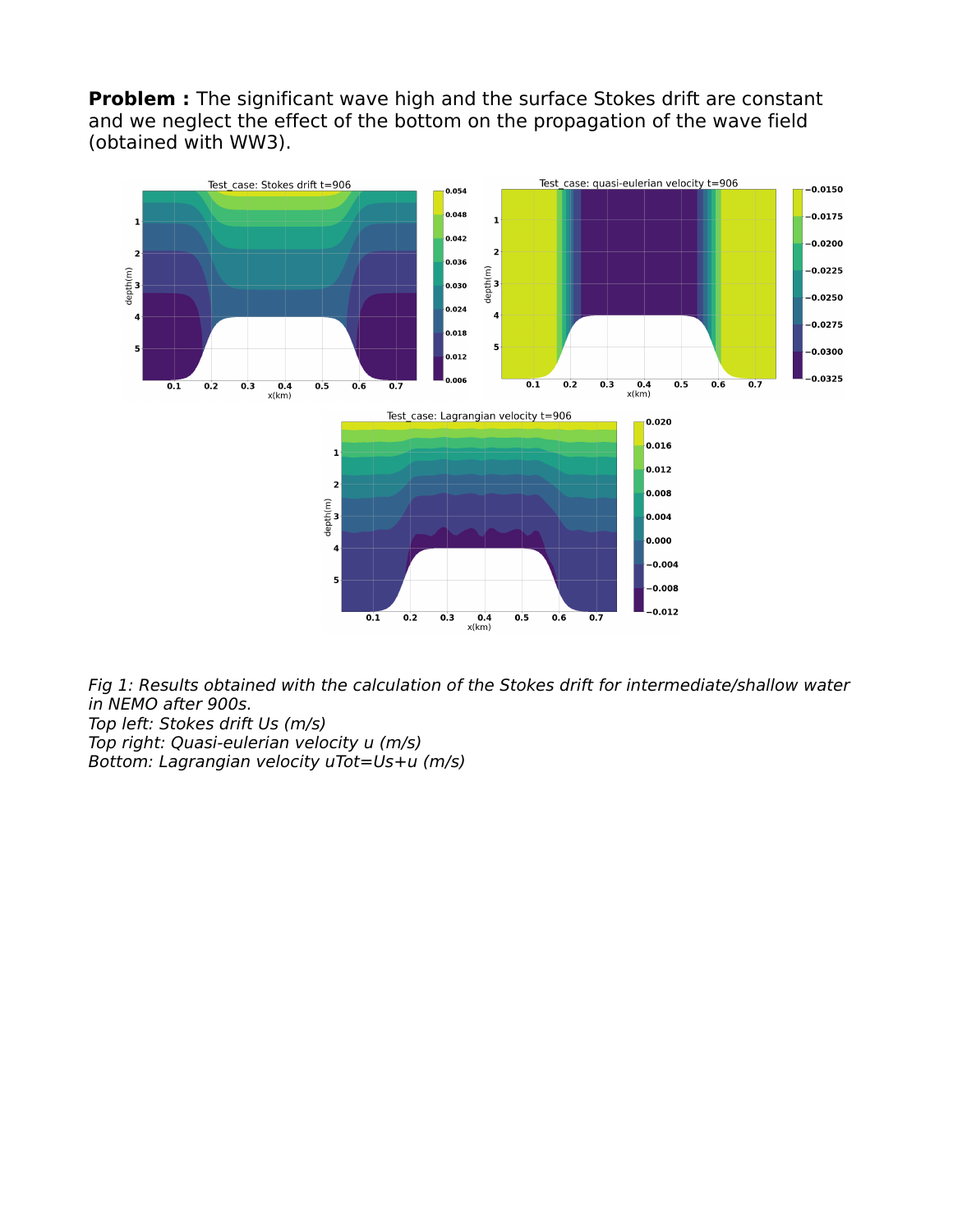**Problem :** The significant wave high and the surface Stokes drift are constant and we neglect the effect of the bottom on the propagation of the wave field (obtained with WW3).

Test_case: Stokes drift t=906

depth(m)

x(km)

0.1 0.2 0.3 0.4 0.5 0.6 0.7

1 2 3 4 5

0.054 0.048 0.042 0.036 0.030 0.024 0.018 0.012 0.006

Test_case: quasi-eulerian velocity t=906

depth(m)

x(km)

0.1 0.2 0.3 0.4 0.5 0.6 0.7

1 2 3 4 5

−0.0150 −0.0175 −0.0200 −0.0225 −0.0250 −0.0275 −0.0300 −0.0325

Test_case: Lagrangian velocity t=906

depth(m)

x(km)

0.1 0.2 0.3 0.4 0.5 0.6 0.7

1 2 3 4 5

0.020 0.016 0.012 0.008 0.004 0.000 −0.004 −0.008 −0.012

*Fig 1: Results obtained with the calculation of the Stokes drift for intermediate/shallow water in NEMO after 900s.*
*Top left: Stokes drift Us (m/s)*
*Top right: Quasi-eulerian velocity u (m/s)*
*Bottom: Lagrangian velocity uTot=Us+u (m/s)*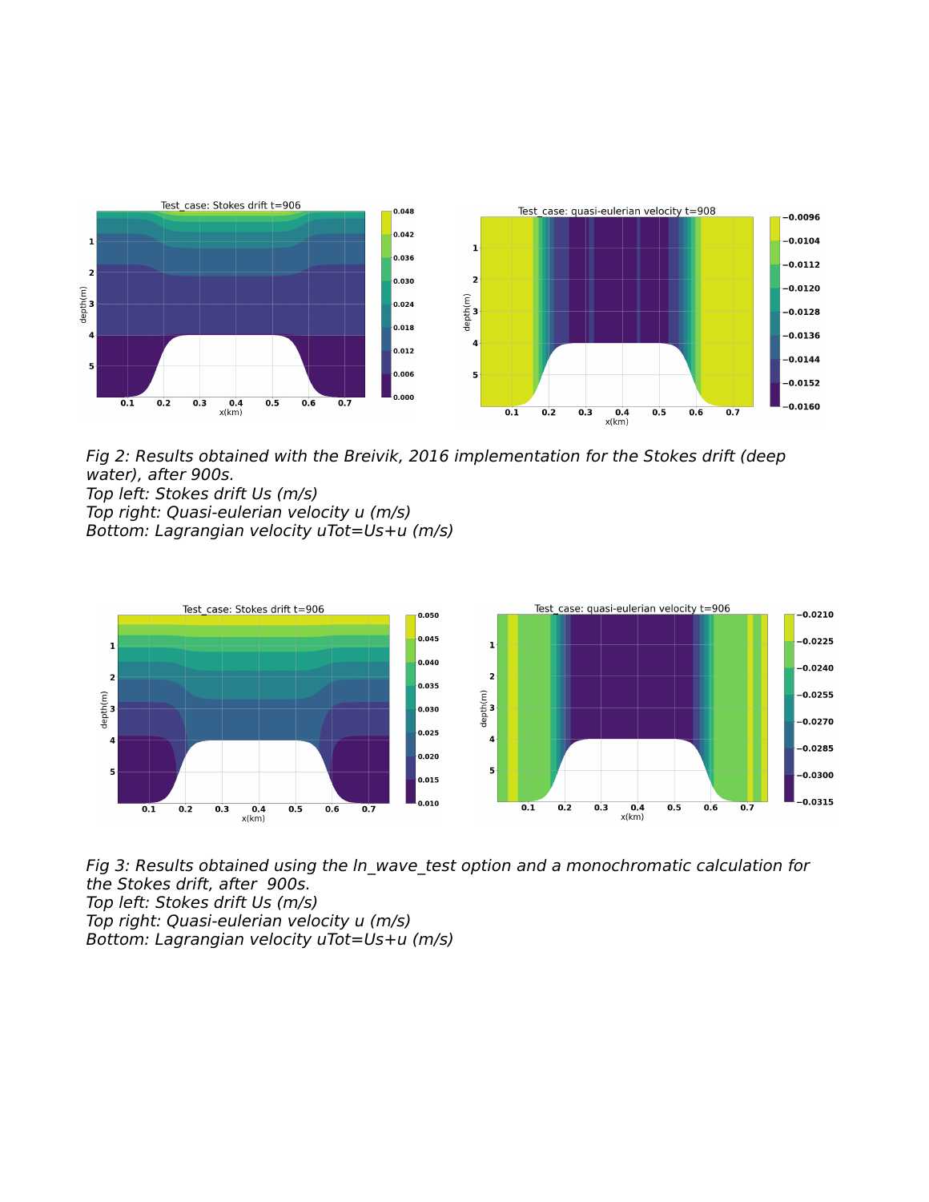Test_case: Stokes drift t=906

depth(m)

1
2
3
4
5

0.1 0.2 0.3 0.4 0.5 0.6 0.7

x(km)

0.048
0.042
0.036
0.030
0.024
0.018
0.012
0.006
0.000

Test_case: quasi-eulerian velocity t=908

depth(m)

1
2
3
4
5

0.1 0.2 0.3 0.4 0.5 0.6 0.7

x(km)

−0.0096
−0.0104
−0.0112
−0.0120
−0.0128
−0.0136
−0.0144
−0.0152
−0.0160

*Fig 2: Results obtained with the Breivik, 2016 implementation for the Stokes drift (deep water), after 900s.*
*Top left: Stokes drift Us (m/s)*
*Top right: Quasi-eulerian velocity u (m/s)*
*Bottom: Lagrangian velocity uTot=Us+u (m/s)*

Test_case: Stokes drift t=906

depth(m)

1
2
3
4
5

0.1 0.2 0.3 0.4 0.5 0.6 0.7

x(km)

0.050
0.045
0.040
0.035
0.030
0.025
0.020
0.015
0.010

Test_case: quasi-eulerian velocity t=906

depth(m)

1
2
3
4
5

0.1 0.2 0.3 0.4 0.5 0.6 0.7

x(km)

−0.0210
−0.0225
−0.0240
−0.0255
−0.0270
−0.0285
−0.0300
−0.0315

*Fig 3: Results obtained using the ln_wave_test option and a monochromatic calculation for the Stokes drift, after 900s.*
*Top left: Stokes drift Us (m/s)*
*Top right: Quasi-eulerian velocity u (m/s)*
*Bottom: Lagrangian velocity uTot=Us+u (m/s)*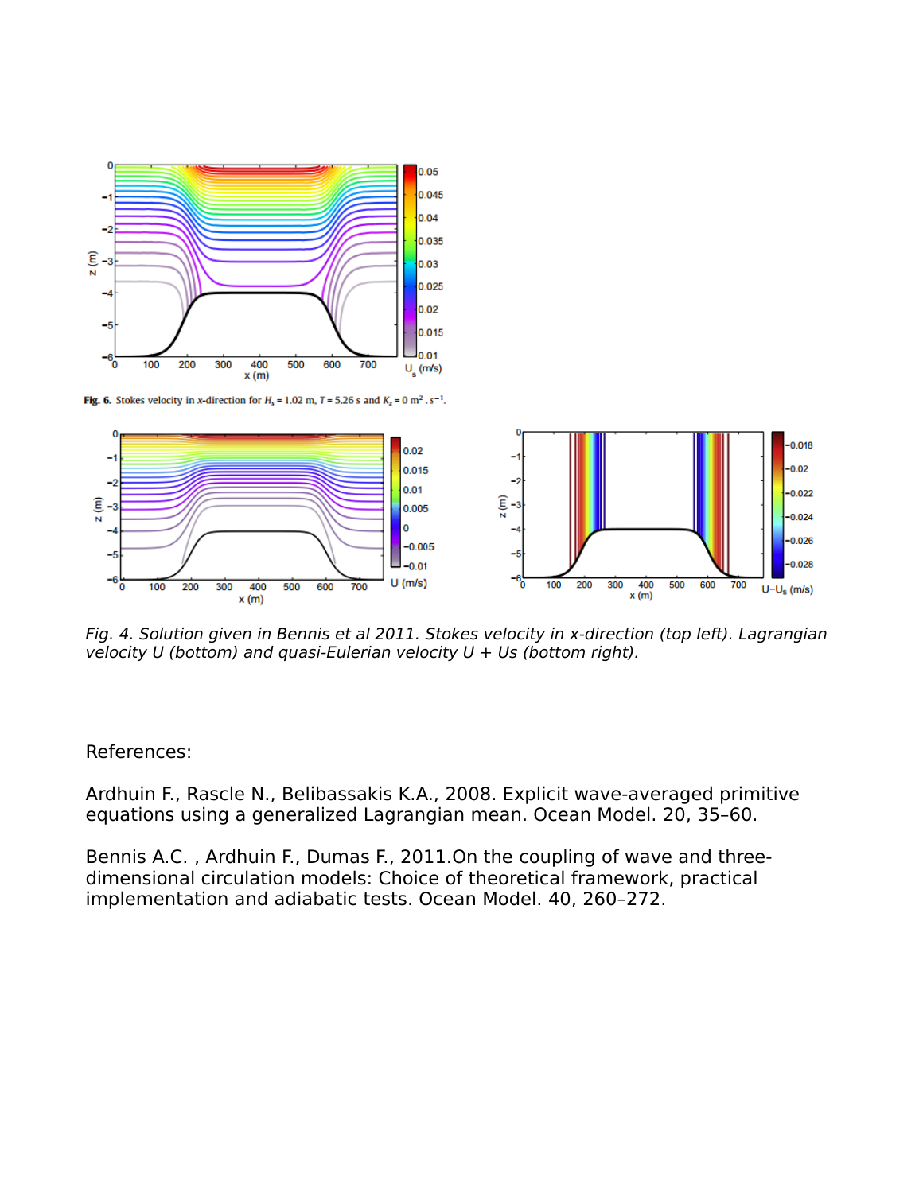0
−1
−2
−3
−4
−5
−6
z (m)
0 100 200 300 400 500 600 700
x (m)
0.05
0.045
0.04
0.035
0.03
0.025
0.02
0.015
0.01
$U_s$ (m/s)

**Fig. 6.** Stokes velocity in $x$-direction for $H_s = 1.02$ m, $T = 5.26$ s and $K_z = 0$ m$^2$ . s$^{-1}$.

0
−1
−2
−3
−4
−5
−6
z (m)
0 100 200 300 400 500 600 700
x (m)
0.02
0.015
0.01
0.005
0
−0.005
−0.01
U (m/s)

0
−1
−2
−3
−4
−5
−6
z (m)
0 100 200 300 400 500 600 700
x (m)
−0.018
−0.02
−0.022
−0.024
−0.026
−0.028
$U-U_s$ (m/s)

*Fig. 4. Solution given in Bennis et al 2011. Stokes velocity in x-direction (top left). Lagrangian velocity U (bottom) and quasi-Eulerian velocity U + Us (bottom right).*

<u>References:</u>

Ardhuin F., Rascle N., Belibassakis K.A., 2008. Explicit wave-averaged primitive equations using a generalized Lagrangian mean. Ocean Model. 20, 35–60.

Bennis A.C. , Ardhuin F., Dumas F., 2011.On the coupling of wave and three-dimensional circulation models: Choice of theoretical framework, practical implementation and adiabatic tests. Ocean Model. 40, 260–272.